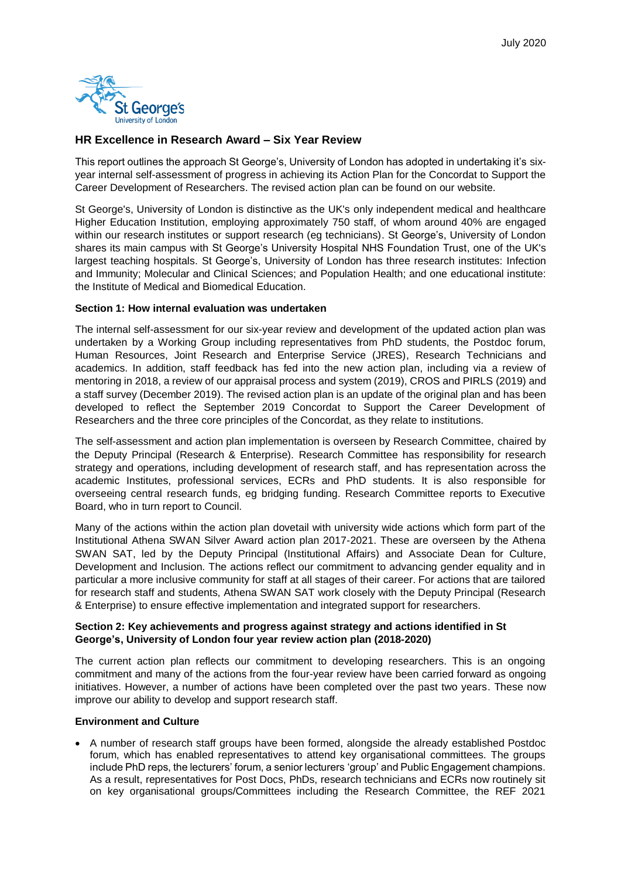July 2020

## HR Excellence in Research Award – Six Year Review

This report outlines the approach St George's, University of London has adopted in undertaking it's six-year internal self-assessment of progress in achieving its Action Plan for the Concordat to Support the Career Development of Researchers. The revised action plan can be found on our website.

St George's, University of London is distinctive as the UK's only independent medical and healthcare Higher Education Institution, employing approximately 750 staff, of whom around 40% are engaged within our research institutes or support research (eg technicians). St George's, University of London shares its main campus with St George's University Hospital NHS Foundation Trust, one of the UK's largest teaching hospitals. St George's, University of London has three research institutes: Infection and Immunity; Molecular and Clinical Sciences; and Population Health; and one educational institute: the Institute of Medical and Biomedical Education.

### Section 1: How internal evaluation was undertaken

The internal self-assessment for our six-year review and development of the updated action plan was undertaken by a Working Group including representatives from PhD students, the Postdoc forum, Human Resources, Joint Research and Enterprise Service (JRES), Research Technicians and academics. In addition, staff feedback has fed into the new action plan, including via a review of mentoring in 2018, a review of our appraisal process and system (2019), CROS and PIRLS (2019) and a staff survey (December 2019). The revised action plan is an update of the original plan and has been developed to reflect the September 2019 Concordat to Support the Career Development of Researchers and the three core principles of the Concordat, as they relate to institutions.

The self-assessment and action plan implementation is overseen by Research Committee, chaired by the Deputy Principal (Research & Enterprise). Research Committee has responsibility for research strategy and operations, including development of research staff, and has representation across the academic Institutes, professional services, ECRs and PhD students. It is also responsible for overseeing central research funds, eg bridging funding. Research Committee reports to Executive Board, who in turn report to Council.

Many of the actions within the action plan dovetail with university wide actions which form part of the Institutional Athena SWAN Silver Award action plan 2017-2021. These are overseen by the Athena SWAN SAT, led by the Deputy Principal (Institutional Affairs) and Associate Dean for Culture, Development and Inclusion. The actions reflect our commitment to advancing gender equality and in particular a more inclusive community for staff at all stages of their career. For actions that are tailored for research staff and students, Athena SWAN SAT work closely with the Deputy Principal (Research & Enterprise) to ensure effective implementation and integrated support for researchers.

### Section 2: Key achievements and progress against strategy and actions identified in St George's, University of London four year review action plan (2018-2020)

The current action plan reflects our commitment to developing researchers. This is an ongoing commitment and many of the actions from the four-year review have been carried forward as ongoing initiatives. However, a number of actions have been completed over the past two years. These now improve our ability to develop and support research staff.

**Environment and Culture**

- A number of research staff groups have been formed, alongside the already established Postdoc forum, which has enabled representatives to attend key organisational committees. The groups include PhD reps, the lecturers' forum, a senior lecturers 'group' and Public Engagement champions. As a result, representatives for Post Docs, PhDs, research technicians and ECRs now routinely sit on key organisational groups/Committees including the Research Committee, the REF 2021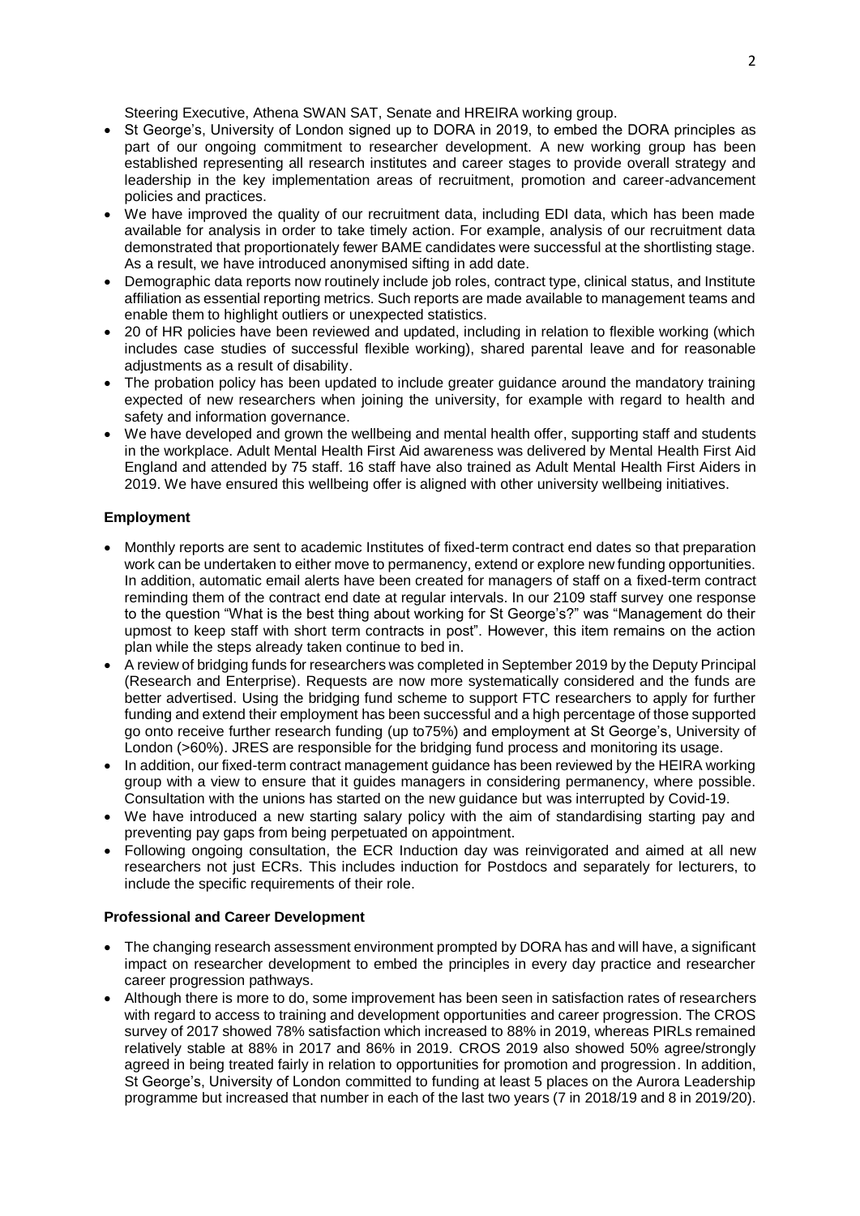Steering Executive, Athena SWAN SAT, Senate and HREIRA working group.

- St George's, University of London signed up to DORA in 2019, to embed the DORA principles as part of our ongoing commitment to researcher development. A new working group has been established representing all research institutes and career stages to provide overall strategy and leadership in the key implementation areas of recruitment, promotion and career-advancement policies and practices.
- We have improved the quality of our recruitment data, including EDI data, which has been made available for analysis in order to take timely action. For example, analysis of our recruitment data demonstrated that proportionately fewer BAME candidates were successful at the shortlisting stage. As a result, we have introduced anonymised sifting in add date.
- Demographic data reports now routinely include job roles, contract type, clinical status, and Institute affiliation as essential reporting metrics. Such reports are made available to management teams and enable them to highlight outliers or unexpected statistics.
- 20 of HR policies have been reviewed and updated, including in relation to flexible working (which includes case studies of successful flexible working), shared parental leave and for reasonable adjustments as a result of disability.
- The probation policy has been updated to include greater guidance around the mandatory training expected of new researchers when joining the university, for example with regard to health and safety and information governance.
- We have developed and grown the wellbeing and mental health offer, supporting staff and students in the workplace. Adult Mental Health First Aid awareness was delivered by Mental Health First Aid England and attended by 75 staff. 16 staff have also trained as Adult Mental Health First Aiders in 2019. We have ensured this wellbeing offer is aligned with other university wellbeing initiatives.

### Employment

- Monthly reports are sent to academic Institutes of fixed-term contract end dates so that preparation work can be undertaken to either move to permanency, extend or explore new funding opportunities. In addition, automatic email alerts have been created for managers of staff on a fixed-term contract reminding them of the contract end date at regular intervals. In our 2109 staff survey one response to the question "What is the best thing about working for St George's?" was "Management do their upmost to keep staff with short term contracts in post". However, this item remains on the action plan while the steps already taken continue to bed in.
- A review of bridging funds for researchers was completed in September 2019 by the Deputy Principal (Research and Enterprise). Requests are now more systematically considered and the funds are better advertised. Using the bridging fund scheme to support FTC researchers to apply for further funding and extend their employment has been successful and a high percentage of those supported go onto receive further research funding (up to75%) and employment at St George's, University of London (>60%). JRES are responsible for the bridging fund process and monitoring its usage.
- In addition, our fixed-term contract management guidance has been reviewed by the HEIRA working group with a view to ensure that it guides managers in considering permanency, where possible. Consultation with the unions has started on the new guidance but was interrupted by Covid-19.
- We have introduced a new starting salary policy with the aim of standardising starting pay and preventing pay gaps from being perpetuated on appointment.
- Following ongoing consultation, the ECR Induction day was reinvigorated and aimed at all new researchers not just ECRs. This includes induction for Postdocs and separately for lecturers, to include the specific requirements of their role.

### Professional and Career Development

- The changing research assessment environment prompted by DORA has and will have, a significant impact on researcher development to embed the principles in every day practice and researcher career progression pathways.
- Although there is more to do, some improvement has been seen in satisfaction rates of researchers with regard to access to training and development opportunities and career progression. The CROS survey of 2017 showed 78% satisfaction which increased to 88% in 2019, whereas PIRLs remained relatively stable at 88% in 2017 and 86% in 2019. CROS 2019 also showed 50% agree/strongly agreed in being treated fairly in relation to opportunities for promotion and progression. In addition, St George's, University of London committed to funding at least 5 places on the Aurora Leadership programme but increased that number in each of the last two years (7 in 2018/19 and 8 in 2019/20).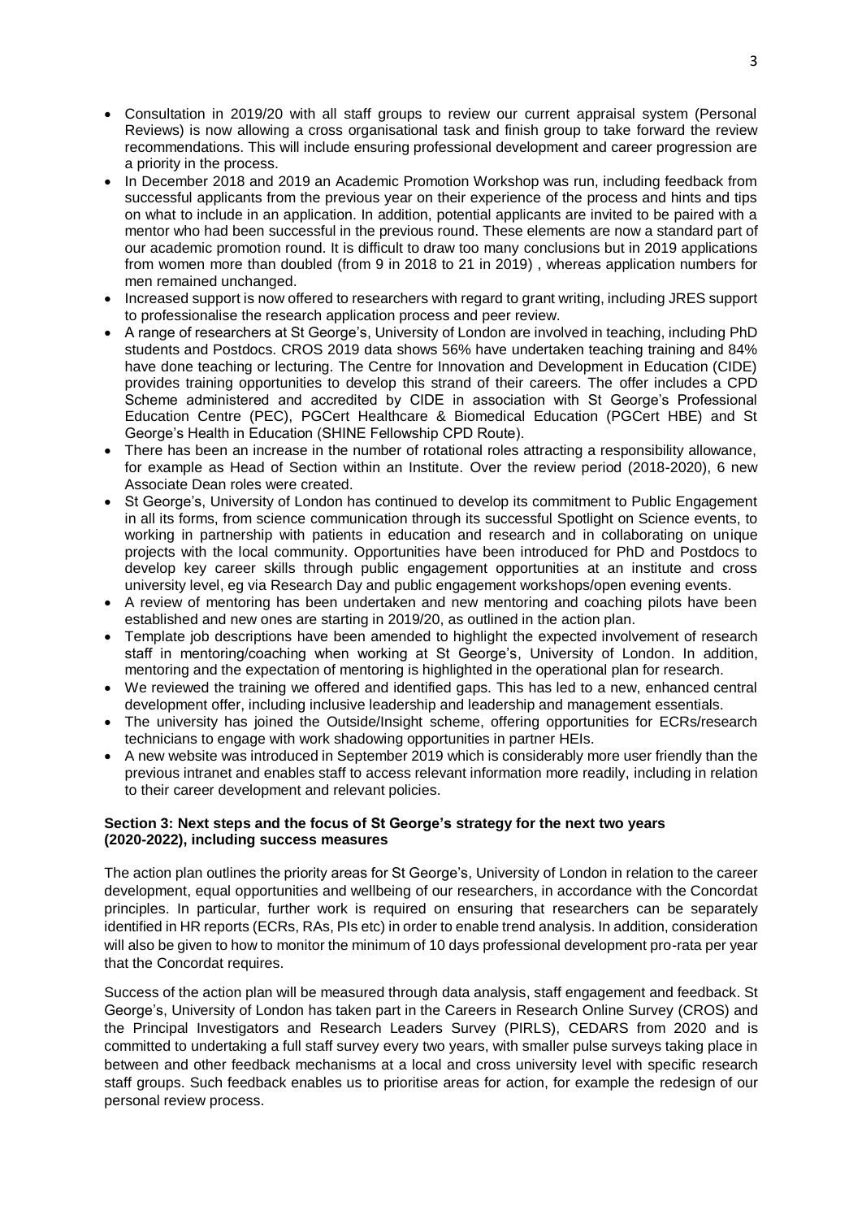- Consultation in 2019/20 with all staff groups to review our current appraisal system (Personal Reviews) is now allowing a cross organisational task and finish group to take forward the review recommendations. This will include ensuring professional development and career progression are a priority in the process.
- In December 2018 and 2019 an Academic Promotion Workshop was run, including feedback from successful applicants from the previous year on their experience of the process and hints and tips on what to include in an application. In addition, potential applicants are invited to be paired with a mentor who had been successful in the previous round. These elements are now a standard part of our academic promotion round. It is difficult to draw too many conclusions but in 2019 applications from women more than doubled (from 9 in 2018 to 21 in 2019) , whereas application numbers for men remained unchanged.
- Increased support is now offered to researchers with regard to grant writing, including JRES support to professionalise the research application process and peer review.
- A range of researchers at St George's, University of London are involved in teaching, including PhD students and Postdocs. CROS 2019 data shows 56% have undertaken teaching training and 84% have done teaching or lecturing. The Centre for Innovation and Development in Education (CIDE) provides training opportunities to develop this strand of their careers. The offer includes a CPD Scheme administered and accredited by CIDE in association with St George's Professional Education Centre (PEC), PGCert Healthcare & Biomedical Education (PGCert HBE) and St George's Health in Education (SHINE Fellowship CPD Route).
- There has been an increase in the number of rotational roles attracting a responsibility allowance, for example as Head of Section within an Institute. Over the review period (2018-2020), 6 new Associate Dean roles were created.
- St George's, University of London has continued to develop its commitment to Public Engagement in all its forms, from science communication through its successful Spotlight on Science events, to working in partnership with patients in education and research and in collaborating on unique projects with the local community. Opportunities have been introduced for PhD and Postdocs to develop key career skills through public engagement opportunities at an institute and cross university level, eg via Research Day and public engagement workshops/open evening events.
- A review of mentoring has been undertaken and new mentoring and coaching pilots have been established and new ones are starting in 2019/20, as outlined in the action plan.
- Template job descriptions have been amended to highlight the expected involvement of research staff in mentoring/coaching when working at St George's, University of London. In addition, mentoring and the expectation of mentoring is highlighted in the operational plan for research.
- We reviewed the training we offered and identified gaps. This has led to a new, enhanced central development offer, including inclusive leadership and leadership and management essentials.
- The university has joined the Outside/Insight scheme, offering opportunities for ECRs/research technicians to engage with work shadowing opportunities in partner HEIs.
- A new website was introduced in September 2019 which is considerably more user friendly than the previous intranet and enables staff to access relevant information more readily, including in relation to their career development and relevant policies.

**Section 3: Next steps and the focus of St George's strategy for the next two years (2020-2022), including success measures**

The action plan outlines the priority areas for St George's, University of London in relation to the career development, equal opportunities and wellbeing of our researchers, in accordance with the Concordat principles. In particular, further work is required on ensuring that researchers can be separately identified in HR reports (ECRs, RAs, PIs etc) in order to enable trend analysis. In addition, consideration will also be given to how to monitor the minimum of 10 days professional development pro-rata per year that the Concordat requires.

Success of the action plan will be measured through data analysis, staff engagement and feedback. St George's, University of London has taken part in the Careers in Research Online Survey (CROS) and the Principal Investigators and Research Leaders Survey (PIRLS), CEDARS from 2020 and is committed to undertaking a full staff survey every two years, with smaller pulse surveys taking place in between and other feedback mechanisms at a local and cross university level with specific research staff groups. Such feedback enables us to prioritise areas for action, for example the redesign of our personal review process.